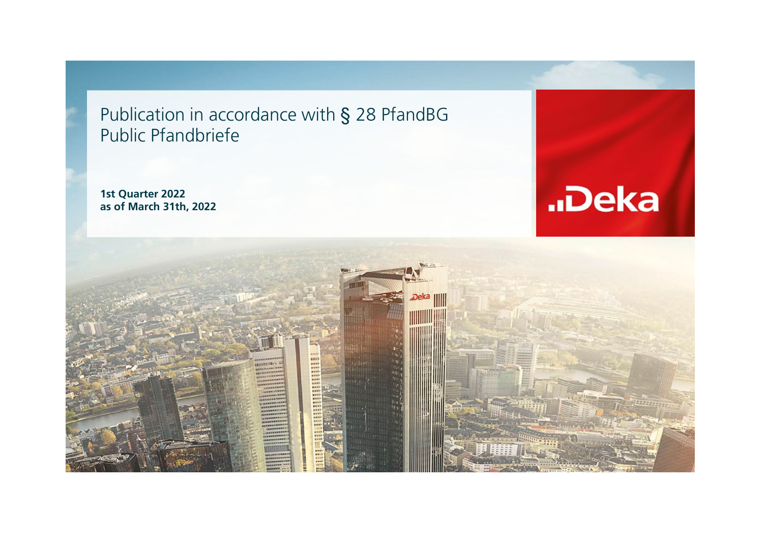# Publication in accordance with § 28 PfandBG
# Public Pfandbriefe

**1st Quarter 2022**
**as of March 31th, 2022**

..Deka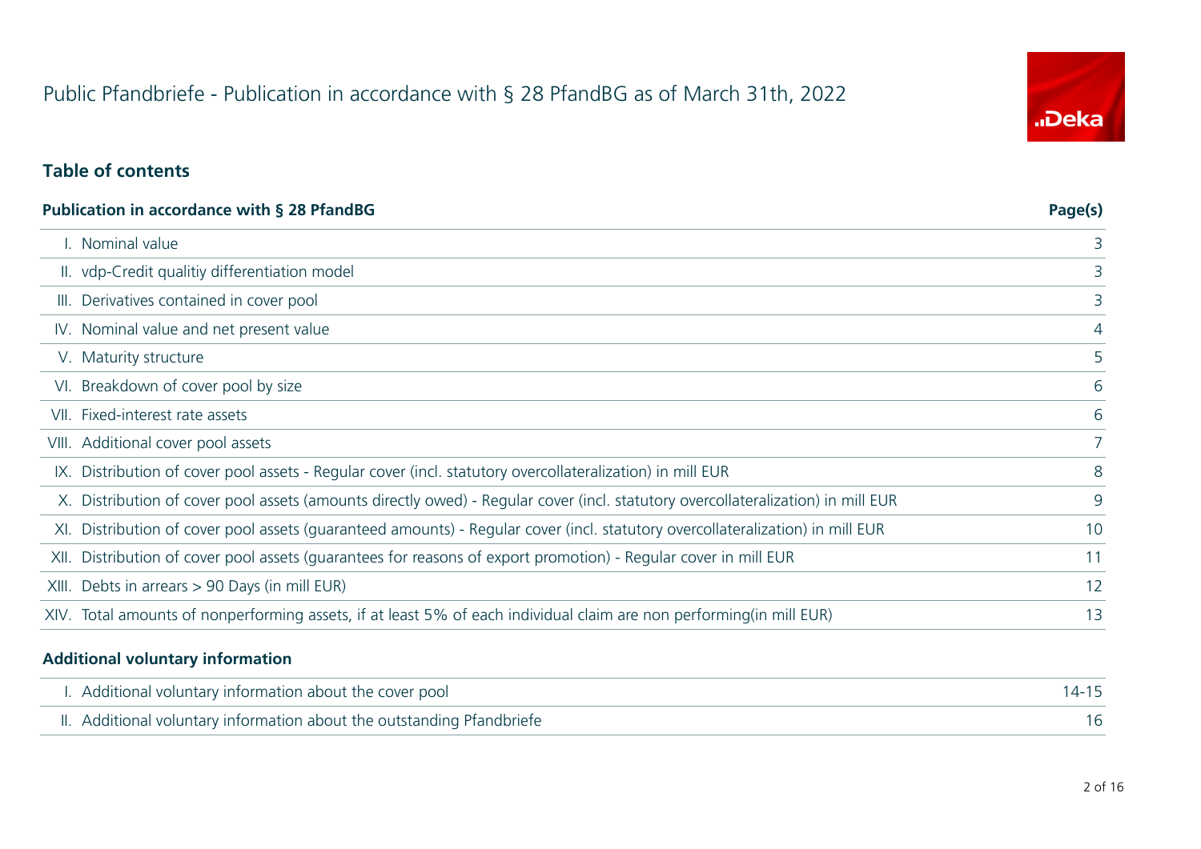# Public Pfandbriefe - Publication in accordance with § 28 PfandBG as of March 31th, 2022

## Table of contents

| Publication in accordance with § 28 PfandBG | Page(s) |
|---|---|
| I. Nominal value | 3 |
| II. vdp-Credit qualitiy differentiation model | 3 |
| III. Derivatives contained in cover pool | 3 |
| IV. Nominal value and net present value | 4 |
| V. Maturity structure | 5 |
| VI. Breakdown of cover pool by size | 6 |
| VII. Fixed-interest rate assets | 6 |
| VIII. Additional cover pool assets | 7 |
| IX. Distribution of cover pool assets - Regular cover (incl. statutory overcollateralization) in mill EUR | 8 |
| X. Distribution of cover pool assets (amounts directly owed) - Regular cover (incl. statutory overcollateralization) in mill EUR | 9 |
| XI. Distribution of cover pool assets (guaranteed amounts) - Regular cover (incl. statutory overcollateralization) in mill EUR | 10 |
| XII. Distribution of cover pool assets (guarantees for reasons of export promotion) - Regular cover in mill EUR | 11 |
| XIII. Debts in arrears > 90 Days (in mill EUR) | 12 |
| XIV. Total amounts of nonperforming assets, if at least 5% of each individual claim are non performing(in mill EUR) | 13 |

| Additional voluntary information | |
|---|---|
| I. Additional voluntary information about the cover pool | 14-15 |
| II. Additional voluntary information about the outstanding Pfandbriefe | 16 |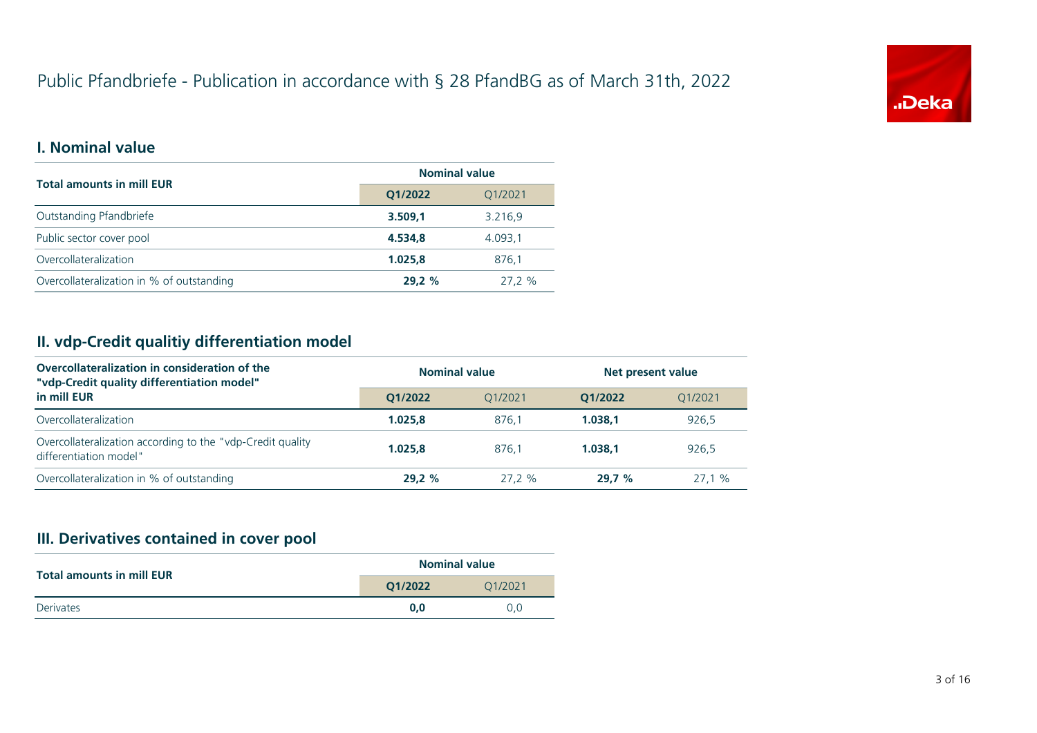# Public Pfandbriefe - Publication in accordance with § 28 PfandBG as of March 31th, 2022

## I. Nominal value

| Total amounts in mill EUR | Nominal value | |
|---|---|---|
| | **Q1/2022** | Q1/2021 |
| Outstanding Pfandbriefe | **3.509,1** | 3.216,9 |
| Public sector cover pool | **4.534,8** | 4.093,1 |
| Overcollateralization | **1.025,8** | 876,1 |
| Overcollateralization in % of outstanding | **29,2 %** | 27,2 % |

## II. vdp-Credit qualitiy differentiation model

| Overcollateralization in consideration of the "vdp-Credit quality differentiation model" in mill EUR | Nominal value | | Net present value | |
|---|---|---|---|---|
| | **Q1/2022** | Q1/2021 | **Q1/2022** | Q1/2021 |
| Overcollateralization | **1.025,8** | 876,1 | **1.038,1** | 926,5 |
| Overcollateralization according to the "vdp-Credit quality differentiation model" | **1.025,8** | 876,1 | **1.038,1** | 926,5 |
| Overcollateralization in % of outstanding | **29,2 %** | 27,2 % | **29,7 %** | 27,1 % |

## III. Derivatives contained in cover pool

| Total amounts in mill EUR | Nominal value | |
|---|---|---|
| | **Q1/2022** | Q1/2021 |
| Derivates | **0,0** | 0,0 |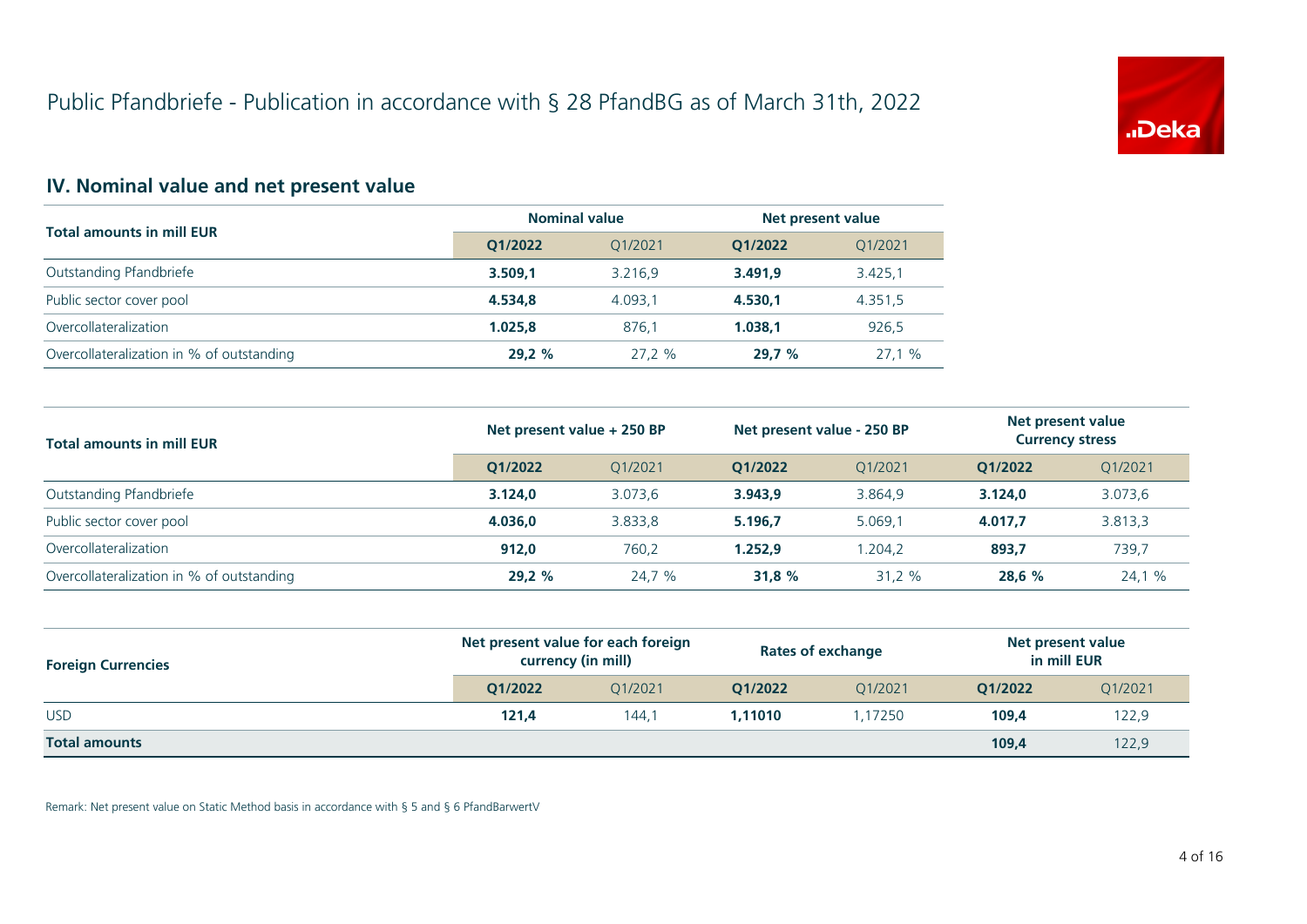# Public Pfandbriefe - Publication in accordance with § 28 PfandBG as of March 31th, 2022

## IV. Nominal value and net present value

| Total amounts in mill EUR | Nominal value | | Net present value | |
|---|---|---|---|---|
| | **Q1/2022** | Q1/2021 | **Q1/2022** | Q1/2021 |
| Outstanding Pfandbriefe | **3.509,1** | 3.216,9 | **3.491,9** | 3.425,1 |
| Public sector cover pool | **4.534,8** | 4.093,1 | **4.530,1** | 4.351,5 |
| Overcollateralization | **1.025,8** | 876,1 | **1.038,1** | 926,5 |
| Overcollateralization in % of outstanding | **29,2 %** | 27,2 % | **29,7 %** | 27,1 % |

| Total amounts in mill EUR | Net present value + 250 BP | | Net present value - 250 BP | | Net present value Currency stress | |
|---|---|---|---|---|---|---|
| | **Q1/2022** | Q1/2021 | **Q1/2022** | Q1/2021 | **Q1/2022** | Q1/2021 |
| Outstanding Pfandbriefe | **3.124,0** | 3.073,6 | **3.943,9** | 3.864,9 | **3.124,0** | 3.073,6 |
| Public sector cover pool | **4.036,0** | 3.833,8 | **5.196,7** | 5.069,1 | **4.017,7** | 3.813,3 |
| Overcollateralization | **912,0** | 760,2 | **1.252,9** | 1.204,2 | **893,7** | 739,7 |
| Overcollateralization in % of outstanding | **29,2 %** | 24,7 % | **31,8 %** | 31,2 % | **28,6 %** | 24,1 % |

| Foreign Currencies | Net present value for each foreign currency (in mill) | | Rates of exchange | | Net present value in mill EUR | |
|---|---|---|---|---|---|---|
| | **Q1/2022** | Q1/2021 | **Q1/2022** | Q1/2021 | **Q1/2022** | Q1/2021 |
| USD | **121,4** | 144,1 | **1,11010** | 1,17250 | **109,4** | 122,9 |
| **Total amounts** | | | | | **109,4** | 122,9 |

Remark: Net present value on Static Method basis in accordance with § 5 and § 6 PfandBarwertV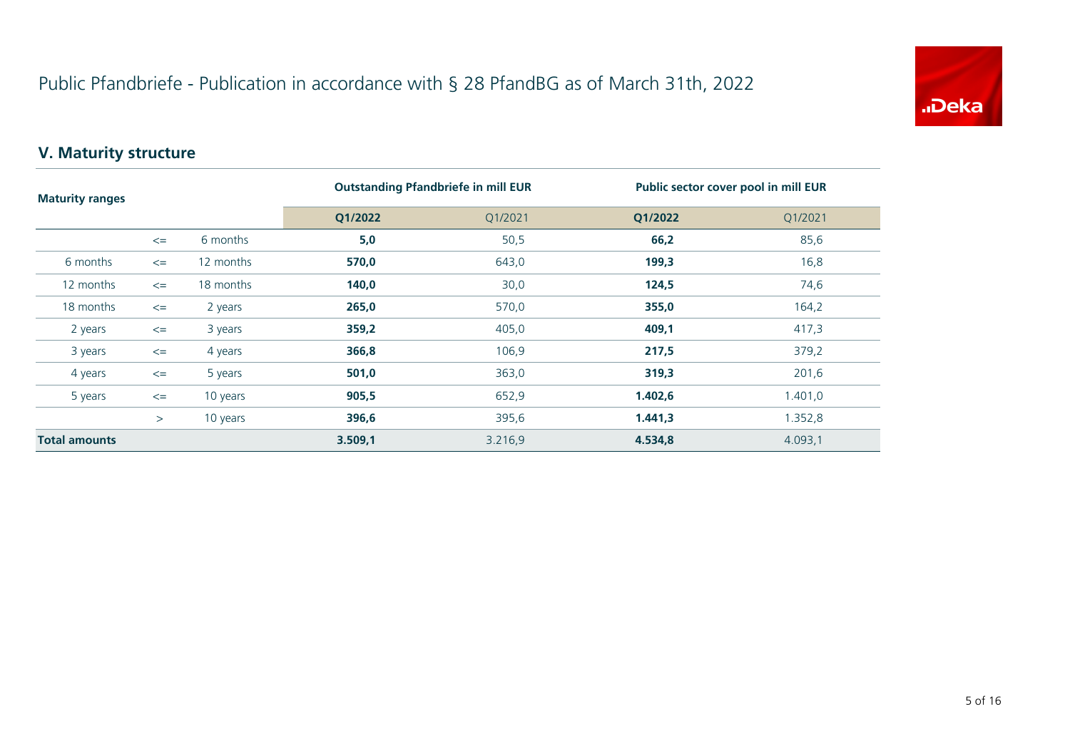# Public Pfandbriefe - Publication in accordance with § 28 PfandBG as of March 31th, 2022

## V. Maturity structure

| Maturity ranges | | | Outstanding Pfandbriefe in mill EUR | | Public sector cover pool in mill EUR | |
|---|---|---|---|---|---|---|
| | | | **Q1/2022** | Q1/2021 | **Q1/2022** | Q1/2021 |
| | <= | 6 months | **5,0** | 50,5 | **66,2** | 85,6 |
| 6 months | <= | 12 months | **570,0** | 643,0 | **199,3** | 16,8 |
| 12 months | <= | 18 months | **140,0** | 30,0 | **124,5** | 74,6 |
| 18 months | <= | 2 years | **265,0** | 570,0 | **355,0** | 164,2 |
| 2 years | <= | 3 years | **359,2** | 405,0 | **409,1** | 417,3 |
| 3 years | <= | 4 years | **366,8** | 106,9 | **217,5** | 379,2 |
| 4 years | <= | 5 years | **501,0** | 363,0 | **319,3** | 201,6 |
| 5 years | <= | 10 years | **905,5** | 652,9 | **1.402,6** | 1.401,0 |
| | > | 10 years | **396,6** | 395,6 | **1.441,3** | 1.352,8 |
| **Total amounts** | | | **3.509,1** | 3.216,9 | **4.534,8** | 4.093,1 |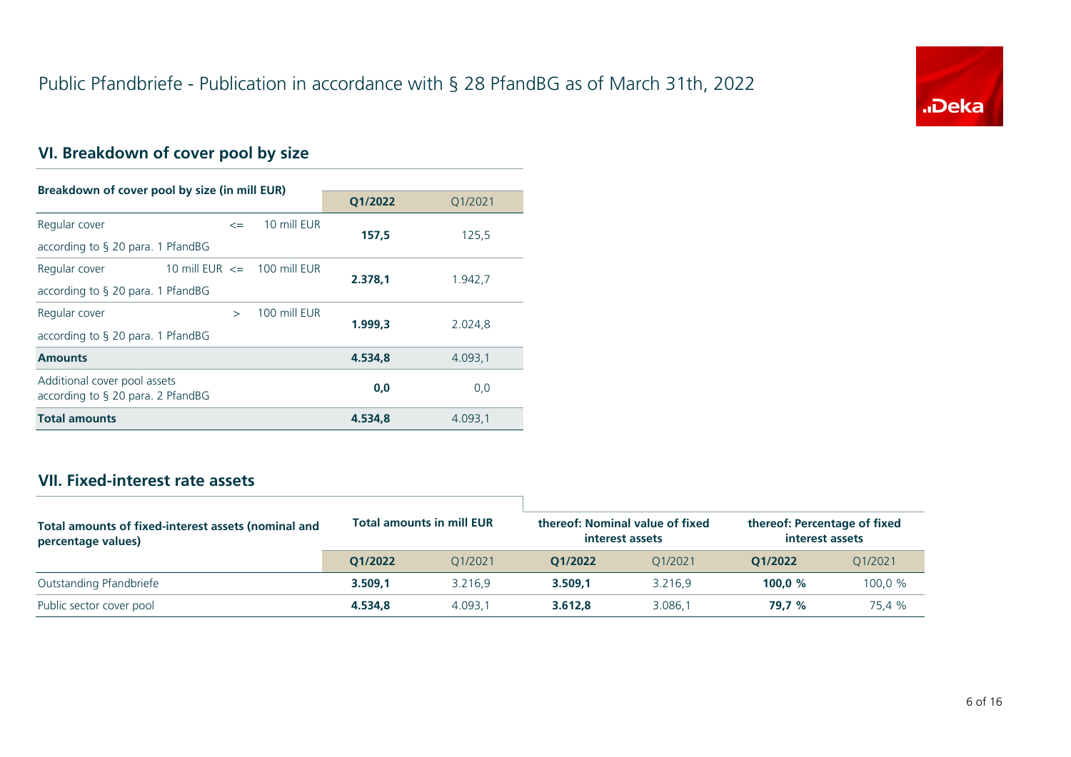# Public Pfandbriefe - Publication in accordance with § 28 PfandBG as of March 31th, 2022

## VI. Breakdown of cover pool by size

| Breakdown of cover pool by size (in mill EUR) | | | Q1/2022 | Q1/2021 |
|---|---|---|---|---|
| Regular cover according to § 20 para. 1 PfandBG | <= | 10 mill EUR | **157,5** | 125,5 |
| Regular cover according to § 20 para. 1 PfandBG | 10 mill EUR <= | 100 mill EUR | **2.378,1** | 1.942,7 |
| Regular cover according to § 20 para. 1 PfandBG | > | 100 mill EUR | **1.999,3** | 2.024,8 |
| **Amounts** | | | **4.534,8** | 4.093,1 |
| Additional cover pool assets according to § 20 para. 2 PfandBG | | | **0,0** | 0,0 |
| **Total amounts** | | | **4.534,8** | 4.093,1 |

## VII. Fixed-interest rate assets

| Total amounts of fixed-interest assets (nominal and percentage values) | Total amounts in mill EUR | | thereof: Nominal value of fixed interest assets | | thereof: Percentage of fixed interest assets | |
|---|---|---|---|---|---|---|
| | Q1/2022 | Q1/2021 | Q1/2022 | Q1/2021 | Q1/2022 | Q1/2021 |
| Outstanding Pfandbriefe | **3.509,1** | 3.216,9 | **3.509,1** | 3.216,9 | **100,0 %** | 100,0 % |
| Public sector cover pool | **4.534,8** | 4.093,1 | **3.612,8** | 3.086,1 | **79,7 %** | 75,4 % |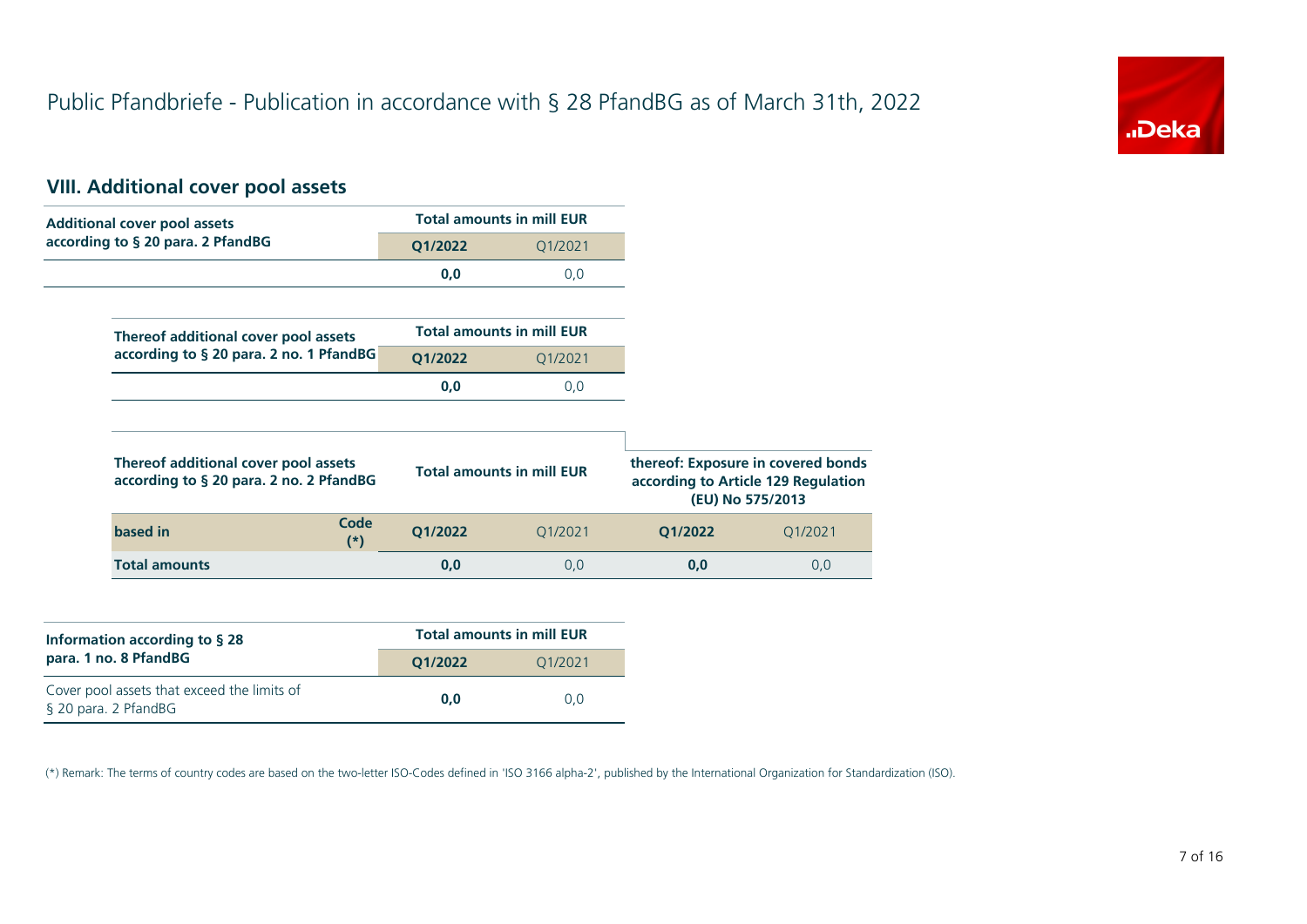# Public Pfandbriefe - Publication in accordance with § 28 PfandBG as of March 31th, 2022

## VIII. Additional cover pool assets

| Additional cover pool assets according to § 20 para. 2 PfandBG | Total amounts in mill EUR | |
|---|---|---|
| | **Q1/2022** | Q1/2021 |
| | **0,0** | 0,0 |

| Thereof additional cover pool assets according to § 20 para. 2 no. 1 PfandBG | Total amounts in mill EUR | |
|---|---|---|
| | **Q1/2022** | Q1/2021 |
| | **0,0** | 0,0 |

| Thereof additional cover pool assets according to § 20 para. 2 no. 2 PfandBG | | Total amounts in mill EUR | | thereof: Exposure in covered bonds according to Article 129 Regulation (EU) No 575/2013 | |
|---|---|---|---|---|---|
| **based in** | **Code (*)** | **Q1/2022** | Q1/2021 | **Q1/2022** | Q1/2021 |
| **Total amounts** | | **0,0** | 0,0 | **0,0** | 0,0 |

| Information according to § 28 para. 1 no. 8 PfandBG | Total amounts in mill EUR | |
|---|---|---|
| | **Q1/2022** | Q1/2021 |
| Cover pool assets that exceed the limits of § 20 para. 2 PfandBG | **0,0** | 0,0 |

(*) Remark: The terms of country codes are based on the two-letter ISO-Codes defined in 'ISO 3166 alpha-2', published by the International Organization for Standardization (ISO).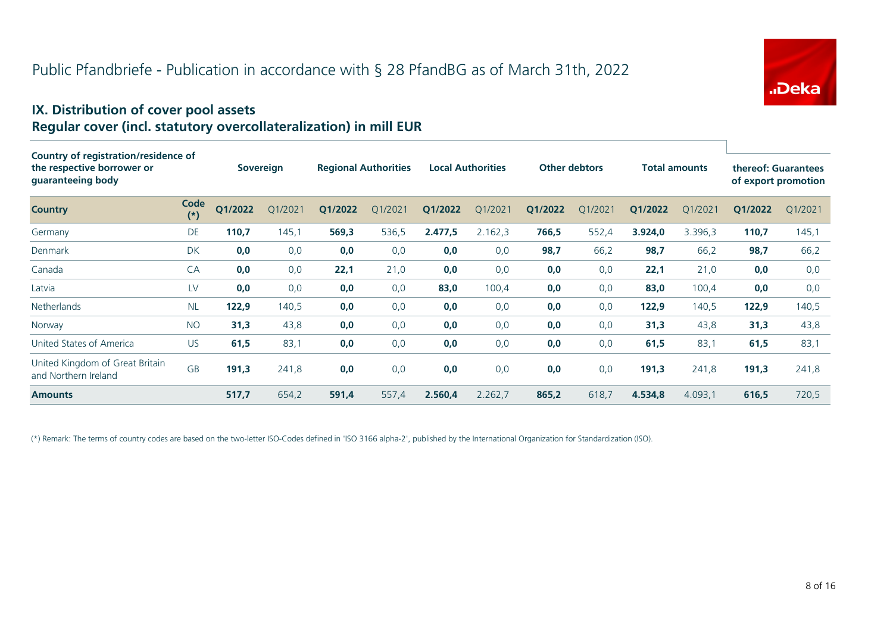# Public Pfandbriefe - Publication in accordance with § 28 PfandBG as of March 31th, 2022

## IX. Distribution of cover pool assets
## Regular cover (incl. statutory overcollateralization) in mill EUR

| Country of registration/residence of the respective borrower or guaranteeing body | | Sovereign | | Regional Authorities | | Local Authorities | | Other debtors | | Total amounts | | thereof: Guarantees of export promotion | |
|---|---|---|---|---|---|---|---|---|---|---|---|---|---|
| **Country** | **Code (*)** | **Q1/2022** | Q1/2021 | **Q1/2022** | Q1/2021 | **Q1/2022** | Q1/2021 | **Q1/2022** | Q1/2021 | **Q1/2022** | Q1/2021 | **Q1/2022** | Q1/2021 |
| Germany | DE | **110,7** | 145,1 | **569,3** | 536,5 | **2.477,5** | 2.162,3 | **766,5** | 552,4 | **3.924,0** | 3.396,3 | **110,7** | 145,1 |
| Denmark | DK | **0,0** | 0,0 | **0,0** | 0,0 | **0,0** | 0,0 | **98,7** | 66,2 | **98,7** | 66,2 | **98,7** | 66,2 |
| Canada | CA | **0,0** | 0,0 | **22,1** | 21,0 | **0,0** | 0,0 | **0,0** | 0,0 | **22,1** | 21,0 | **0,0** | 0,0 |
| Latvia | LV | **0,0** | 0,0 | **0,0** | 0,0 | **83,0** | 100,4 | **0,0** | 0,0 | **83,0** | 100,4 | **0,0** | 0,0 |
| Netherlands | NL | **122,9** | 140,5 | **0,0** | 0,0 | **0,0** | 0,0 | **0,0** | 0,0 | **122,9** | 140,5 | **122,9** | 140,5 |
| Norway | NO | **31,3** | 43,8 | **0,0** | 0,0 | **0,0** | 0,0 | **0,0** | 0,0 | **31,3** | 43,8 | **31,3** | 43,8 |
| United States of America | US | **61,5** | 83,1 | **0,0** | 0,0 | **0,0** | 0,0 | **0,0** | 0,0 | **61,5** | 83,1 | **61,5** | 83,1 |
| United Kingdom of Great Britain and Northern Ireland | GB | **191,3** | 241,8 | **0,0** | 0,0 | **0,0** | 0,0 | **0,0** | 0,0 | **191,3** | 241,8 | **191,3** | 241,8 |
| **Amounts** | | **517,7** | 654,2 | **591,4** | 557,4 | **2.560,4** | 2.262,7 | **865,2** | 618,7 | **4.534,8** | 4.093,1 | **616,5** | 720,5 |

(*) Remark: The terms of country codes are based on the two-letter ISO-Codes defined in 'ISO 3166 alpha-2', published by the International Organization for Standardization (ISO).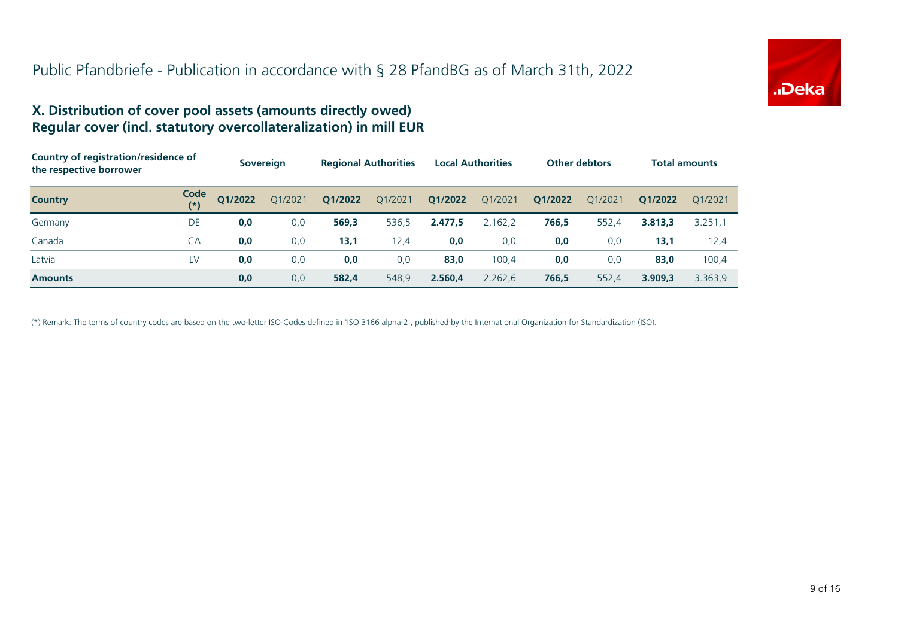# Public Pfandbriefe - Publication in accordance with § 28 PfandBG as of March 31th, 2022

## X. Distribution of cover pool assets (amounts directly owed)
## Regular cover (incl. statutory overcollateralization) in mill EUR

| Country of registration/residence of the respective borrower | | Sovereign | | Regional Authorities | | Local Authorities | | Other debtors | | Total amounts | |
|---|---|---|---|---|---|---|---|---|---|---|---|
| **Country** | **Code (*)** | **Q1/2022** | Q1/2021 | **Q1/2022** | Q1/2021 | **Q1/2022** | Q1/2021 | **Q1/2022** | Q1/2021 | **Q1/2022** | Q1/2021 |
| Germany | DE | **0,0** | 0,0 | **569,3** | 536,5 | **2.477,5** | 2.162,2 | **766,5** | 552,4 | **3.813,3** | 3.251,1 |
| Canada | CA | **0,0** | 0,0 | **13,1** | 12,4 | **0,0** | 0,0 | **0,0** | 0,0 | **13,1** | 12,4 |
| Latvia | LV | **0,0** | 0,0 | **0,0** | 0,0 | **83,0** | 100,4 | **0,0** | 0,0 | **83,0** | 100,4 |
| **Amounts** | | **0,0** | 0,0 | **582,4** | 548,9 | **2.560,4** | 2.262,6 | **766,5** | 552,4 | **3.909,3** | 3.363,9 |

(*) Remark: The terms of country codes are based on the two-letter ISO-Codes defined in 'ISO 3166 alpha-2', published by the International Organization for Standardization (ISO).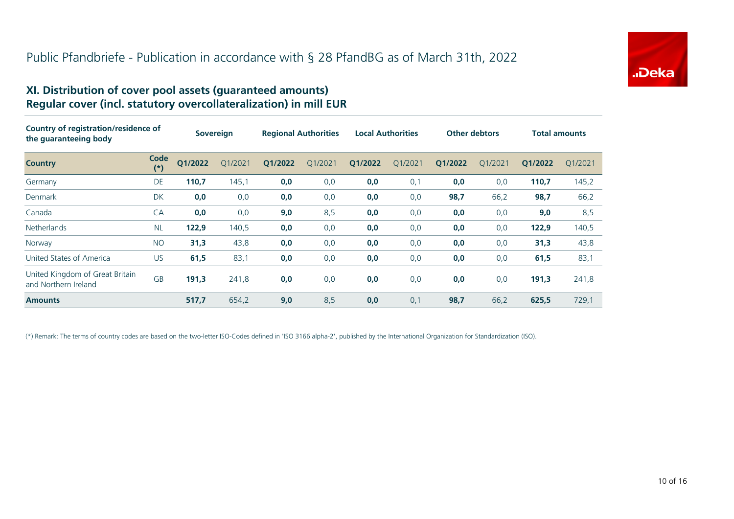# Public Pfandbriefe - Publication in accordance with § 28 PfandBG as of March 31th, 2022

## XI. Distribution of cover pool assets (guaranteed amounts)
## Regular cover (incl. statutory overcollateralization) in mill EUR

| Country of registration/residence of the guaranteeing body | | Sovereign | | Regional Authorities | | Local Authorities | | Other debtors | | Total amounts | |
|---|---|---|---|---|---|---|---|---|---|---|---|
| **Country** | **Code (*)** | **Q1/2022** | Q1/2021 | **Q1/2022** | Q1/2021 | **Q1/2022** | Q1/2021 | **Q1/2022** | Q1/2021 | **Q1/2022** | Q1/2021 |
| Germany | DE | **110,7** | 145,1 | **0,0** | 0,0 | **0,0** | 0,1 | **0,0** | 0,0 | **110,7** | 145,2 |
| Denmark | DK | **0,0** | 0,0 | **0,0** | 0,0 | **0,0** | 0,0 | **98,7** | 66,2 | **98,7** | 66,2 |
| Canada | CA | **0,0** | 0,0 | **9,0** | 8,5 | **0,0** | 0,0 | **0,0** | 0,0 | **9,0** | 8,5 |
| Netherlands | NL | **122,9** | 140,5 | **0,0** | 0,0 | **0,0** | 0,0 | **0,0** | 0,0 | **122,9** | 140,5 |
| Norway | NO | **31,3** | 43,8 | **0,0** | 0,0 | **0,0** | 0,0 | **0,0** | 0,0 | **31,3** | 43,8 |
| United States of America | US | **61,5** | 83,1 | **0,0** | 0,0 | **0,0** | 0,0 | **0,0** | 0,0 | **61,5** | 83,1 |
| United Kingdom of Great Britain and Northern Ireland | GB | **191,3** | 241,8 | **0,0** | 0,0 | **0,0** | 0,0 | **0,0** | 0,0 | **191,3** | 241,8 |
| **Amounts** | | **517,7** | 654,2 | **9,0** | 8,5 | **0,0** | 0,1 | **98,7** | 66,2 | **625,5** | 729,1 |

(*) Remark: The terms of country codes are based on the two-letter ISO-Codes defined in 'ISO 3166 alpha-2', published by the International Organization for Standardization (ISO).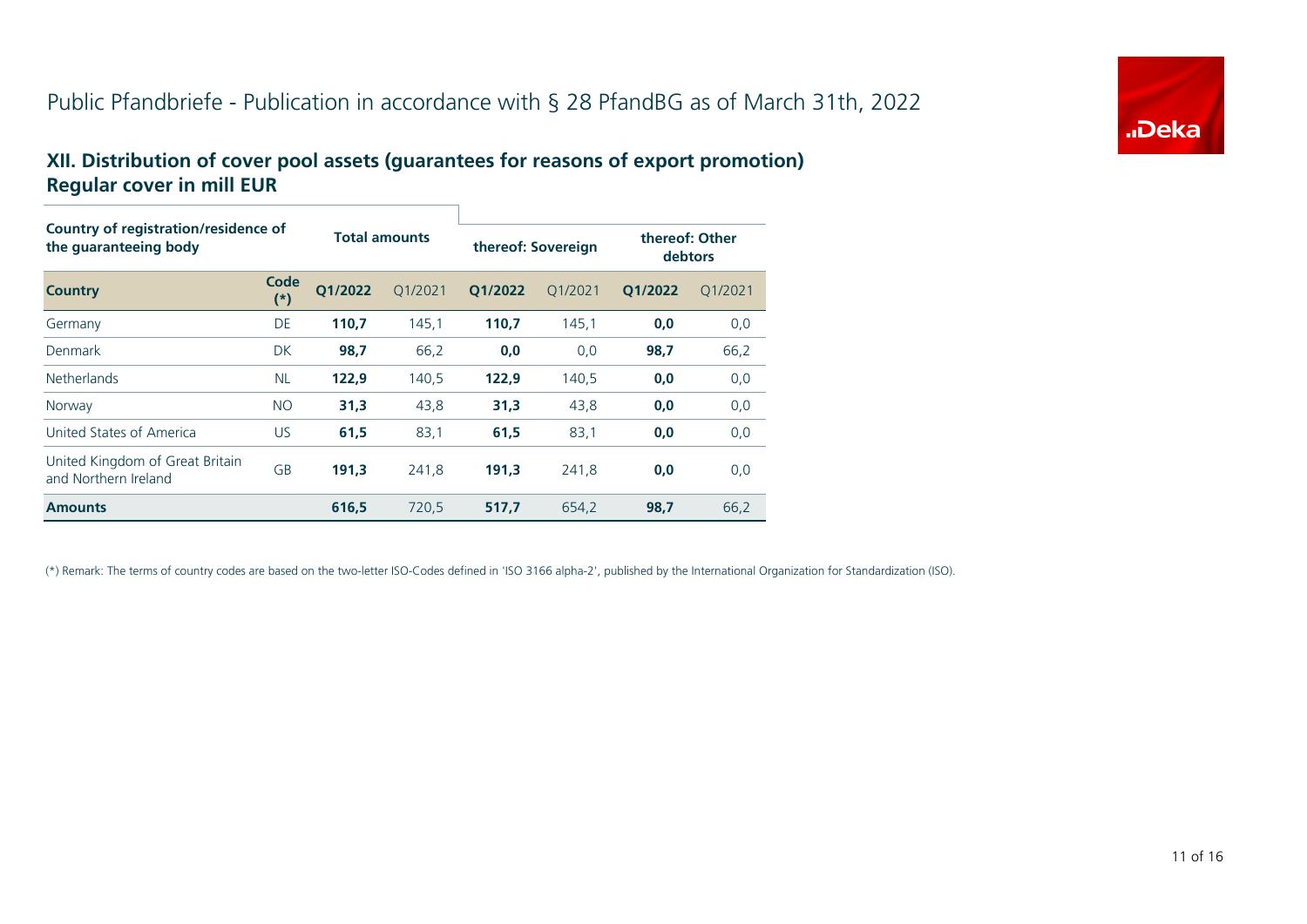# Public Pfandbriefe - Publication in accordance with § 28 PfandBG as of March 31th, 2022

## XII. Distribution of cover pool assets (guarantees for reasons of export promotion)
## Regular cover in mill EUR

| Country of registration/residence of the guaranteeing body | | Total amounts | | thereof: Sovereign | | thereof: Other debtors | |
|---|---|---|---|---|---|---|---|
| **Country** | **Code (*)** | **Q1/2022** | Q1/2021 | **Q1/2022** | Q1/2021 | **Q1/2022** | Q1/2021 |
| Germany | DE | **110,7** | 145,1 | **110,7** | 145,1 | **0,0** | 0,0 |
| Denmark | DK | **98,7** | 66,2 | **0,0** | 0,0 | **98,7** | 66,2 |
| Netherlands | NL | **122,9** | 140,5 | **122,9** | 140,5 | **0,0** | 0,0 |
| Norway | NO | **31,3** | 43,8 | **31,3** | 43,8 | **0,0** | 0,0 |
| United States of America | US | **61,5** | 83,1 | **61,5** | 83,1 | **0,0** | 0,0 |
| United Kingdom of Great Britain and Northern Ireland | GB | **191,3** | 241,8 | **191,3** | 241,8 | **0,0** | 0,0 |
| **Amounts** | | **616,5** | 720,5 | **517,7** | 654,2 | **98,7** | 66,2 |

(*) Remark: The terms of country codes are based on the two-letter ISO-Codes defined in 'ISO 3166 alpha-2', published by the International Organization for Standardization (ISO).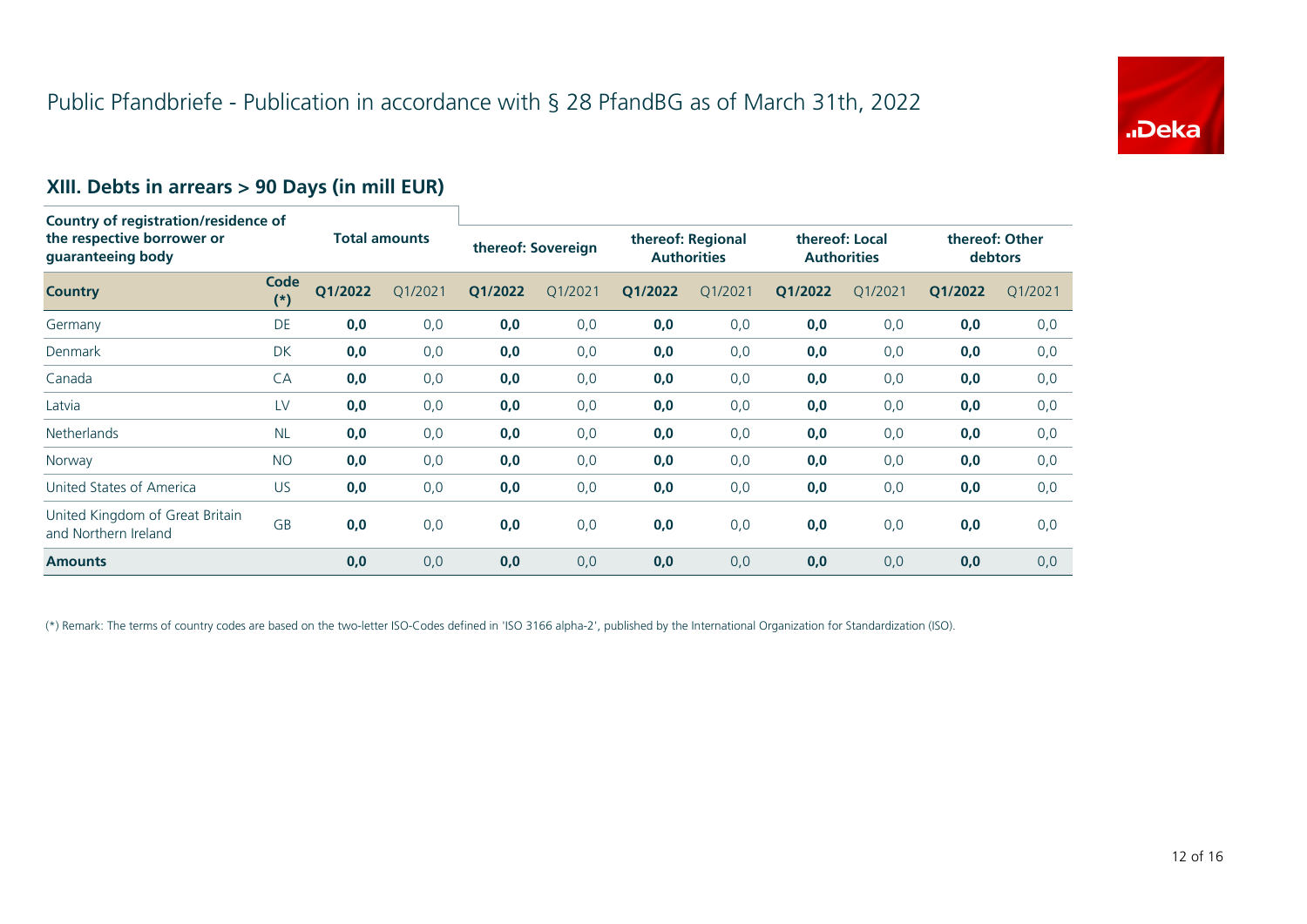# Public Pfandbriefe - Publication in accordance with § 28 PfandBG as of March 31th, 2022

## XIII. Debts in arrears > 90 Days (in mill EUR)

| Country of registration/residence of the respective borrower or guaranteeing body | | Total amounts | | thereof: Sovereign | | thereof: Regional Authorities | | thereof: Local Authorities | | thereof: Other debtors | |
|---|---|---|---|---|---|---|---|---|---|---|---|
| **Country** | **Code (*)** | **Q1/2022** | Q1/2021 | **Q1/2022** | Q1/2021 | **Q1/2022** | Q1/2021 | **Q1/2022** | Q1/2021 | **Q1/2022** | Q1/2021 |
| Germany | DE | **0,0** | 0,0 | **0,0** | 0,0 | **0,0** | 0,0 | **0,0** | 0,0 | **0,0** | 0,0 |
| Denmark | DK | **0,0** | 0,0 | **0,0** | 0,0 | **0,0** | 0,0 | **0,0** | 0,0 | **0,0** | 0,0 |
| Canada | CA | **0,0** | 0,0 | **0,0** | 0,0 | **0,0** | 0,0 | **0,0** | 0,0 | **0,0** | 0,0 |
| Latvia | LV | **0,0** | 0,0 | **0,0** | 0,0 | **0,0** | 0,0 | **0,0** | 0,0 | **0,0** | 0,0 |
| Netherlands | NL | **0,0** | 0,0 | **0,0** | 0,0 | **0,0** | 0,0 | **0,0** | 0,0 | **0,0** | 0,0 |
| Norway | NO | **0,0** | 0,0 | **0,0** | 0,0 | **0,0** | 0,0 | **0,0** | 0,0 | **0,0** | 0,0 |
| United States of America | US | **0,0** | 0,0 | **0,0** | 0,0 | **0,0** | 0,0 | **0,0** | 0,0 | **0,0** | 0,0 |
| United Kingdom of Great Britain and Northern Ireland | GB | **0,0** | 0,0 | **0,0** | 0,0 | **0,0** | 0,0 | **0,0** | 0,0 | **0,0** | 0,0 |
| **Amounts** | | **0,0** | 0,0 | **0,0** | 0,0 | **0,0** | 0,0 | **0,0** | 0,0 | **0,0** | 0,0 |

(*) Remark: The terms of country codes are based on the two-letter ISO-Codes defined in 'ISO 3166 alpha-2', published by the International Organization for Standardization (ISO).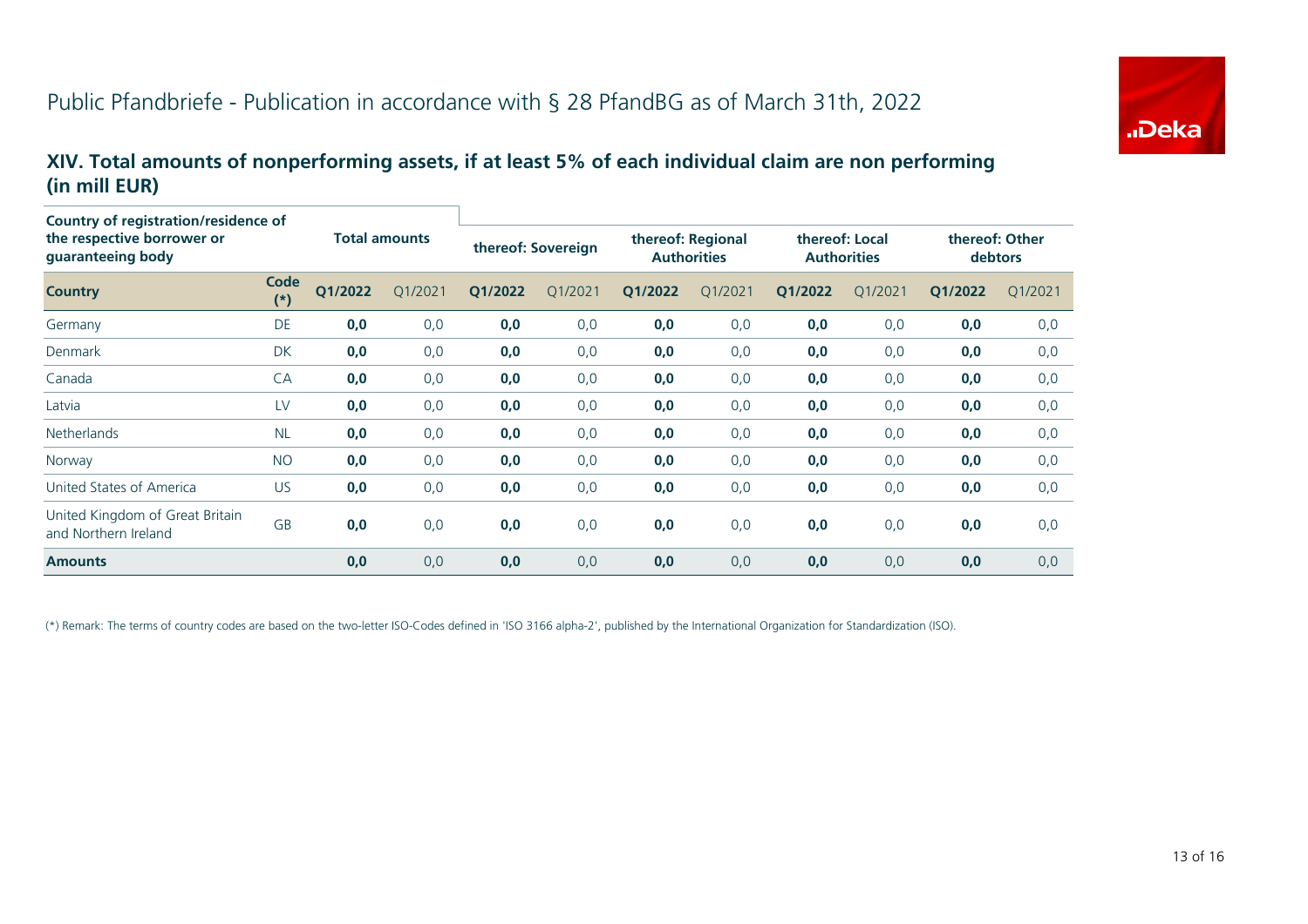# Public Pfandbriefe - Publication in accordance with § 28 PfandBG as of March 31th, 2022

## XIV. Total amounts of nonperforming assets, if at least 5% of each individual claim are non performing (in mill EUR)

| Country of registration/residence of the respective borrower or guaranteeing body | | Total amounts | | thereof: Sovereign | | thereof: Regional Authorities | | thereof: Local Authorities | | thereof: Other debtors | |
|---|---|---|---|---|---|---|---|---|---|---|---|
| **Country** | **Code (*)** | **Q1/2022** | Q1/2021 | **Q1/2022** | Q1/2021 | **Q1/2022** | Q1/2021 | **Q1/2022** | Q1/2021 | **Q1/2022** | Q1/2021 |
| Germany | DE | **0,0** | 0,0 | **0,0** | 0,0 | **0,0** | 0,0 | **0,0** | 0,0 | **0,0** | 0,0 |
| Denmark | DK | **0,0** | 0,0 | **0,0** | 0,0 | **0,0** | 0,0 | **0,0** | 0,0 | **0,0** | 0,0 |
| Canada | CA | **0,0** | 0,0 | **0,0** | 0,0 | **0,0** | 0,0 | **0,0** | 0,0 | **0,0** | 0,0 |
| Latvia | LV | **0,0** | 0,0 | **0,0** | 0,0 | **0,0** | 0,0 | **0,0** | 0,0 | **0,0** | 0,0 |
| Netherlands | NL | **0,0** | 0,0 | **0,0** | 0,0 | **0,0** | 0,0 | **0,0** | 0,0 | **0,0** | 0,0 |
| Norway | NO | **0,0** | 0,0 | **0,0** | 0,0 | **0,0** | 0,0 | **0,0** | 0,0 | **0,0** | 0,0 |
| United States of America | US | **0,0** | 0,0 | **0,0** | 0,0 | **0,0** | 0,0 | **0,0** | 0,0 | **0,0** | 0,0 |
| United Kingdom of Great Britain and Northern Ireland | GB | **0,0** | 0,0 | **0,0** | 0,0 | **0,0** | 0,0 | **0,0** | 0,0 | **0,0** | 0,0 |
| **Amounts** | | **0,0** | 0,0 | **0,0** | 0,0 | **0,0** | 0,0 | **0,0** | 0,0 | **0,0** | 0,0 |

(*) Remark: The terms of country codes are based on the two-letter ISO-Codes defined in 'ISO 3166 alpha-2', published by the International Organization for Standardization (ISO).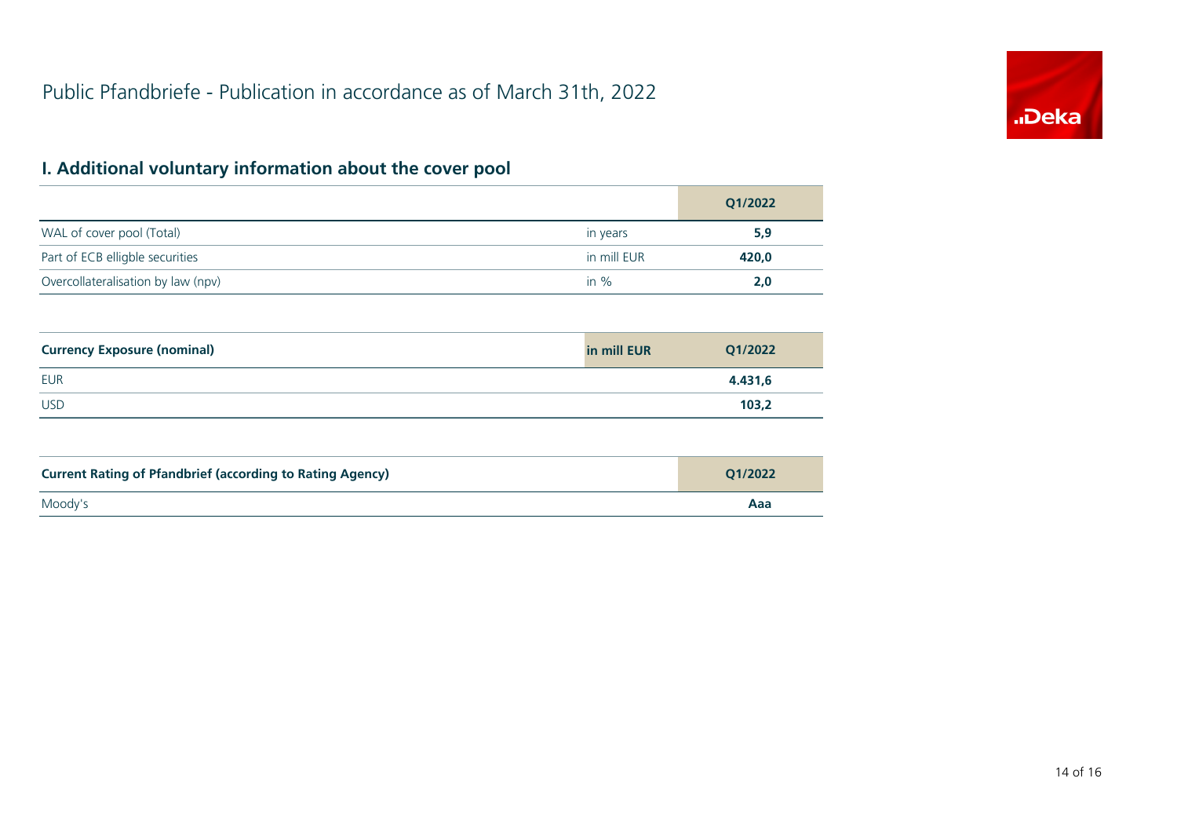Public Pfandbriefe - Publication in accordance as of March 31th, 2022

## I. Additional voluntary information about the cover pool

| | | Q1/2022 |
|---|---|---|
| WAL of cover pool (Total) | in years | **5,9** |
| Part of ECB elligble securities | in mill EUR | **420,0** |
| Overcollateralisation by law (npv) | in % | **2,0** |

| **Currency Exposure (nominal)** | **in mill EUR** | **Q1/2022** |
|---|---|---|
| EUR | | **4.431,6** |
| USD | | **103,2** |

| **Current Rating of Pfandbrief (according to Rating Agency)** | **Q1/2022** |
|---|---|
| Moody's | **Aaa** |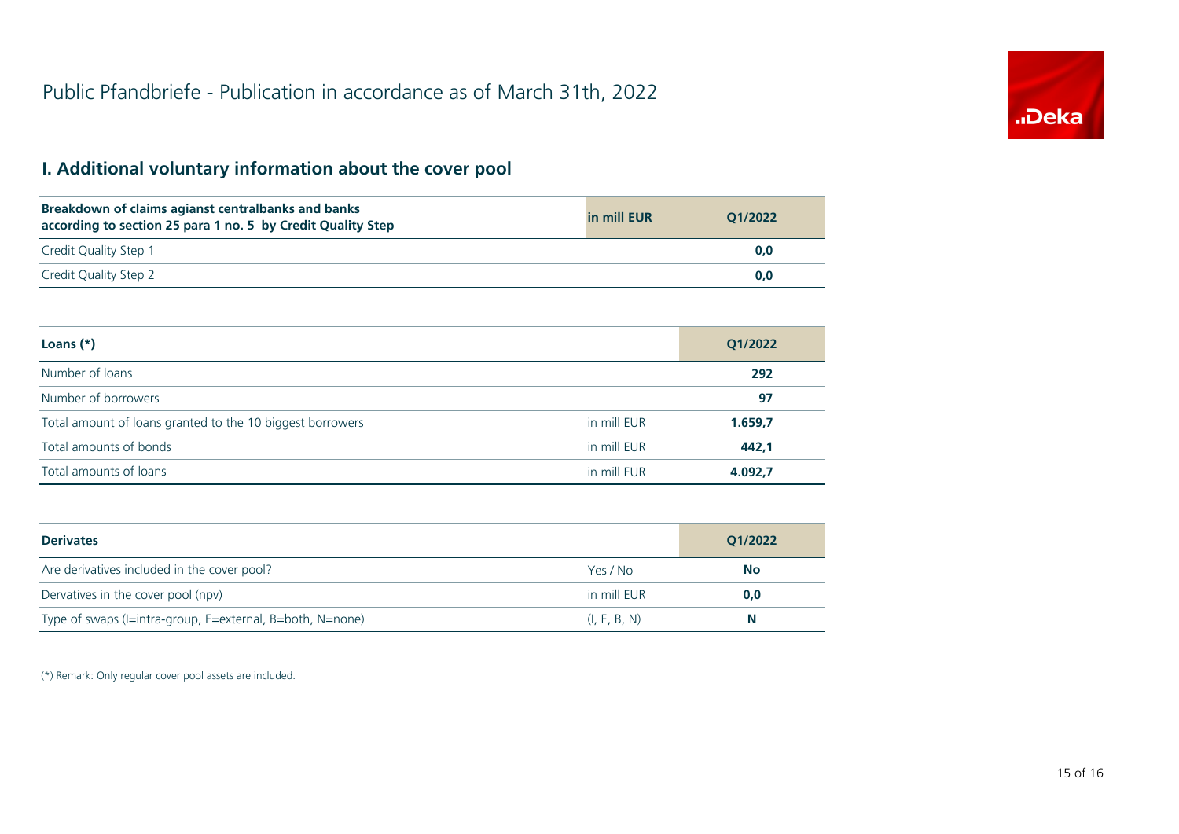# Public Pfandbriefe - Publication in accordance as of March 31th, 2022

## I. Additional voluntary information about the cover pool

| Breakdown of claims agianst centralbanks and banks according to section 25 para 1 no. 5 by Credit Quality Step | in mill EUR | Q1/2022 |
|---|---|---|
| Credit Quality Step 1 | | **0,0** |
| Credit Quality Step 2 | | **0,0** |

| Loans (*) | | Q1/2022 |
|---|---|---|
| Number of loans | | **292** |
| Number of borrowers | | **97** |
| Total amount of loans granted to the 10 biggest borrowers | in mill EUR | **1.659,7** |
| Total amounts of bonds | in mill EUR | **442,1** |
| Total amounts of loans | in mill EUR | **4.092,7** |

| Derivates | | Q1/2022 |
|---|---|---|
| Are derivatives included in the cover pool? | Yes / No | **No** |
| Dervatives in the cover pool (npv) | in mill EUR | **0,0** |
| Type of swaps (I=intra-group, E=external, B=both, N=none) | (I, E, B, N) | **N** |

(*) Remark: Only regular cover pool assets are included.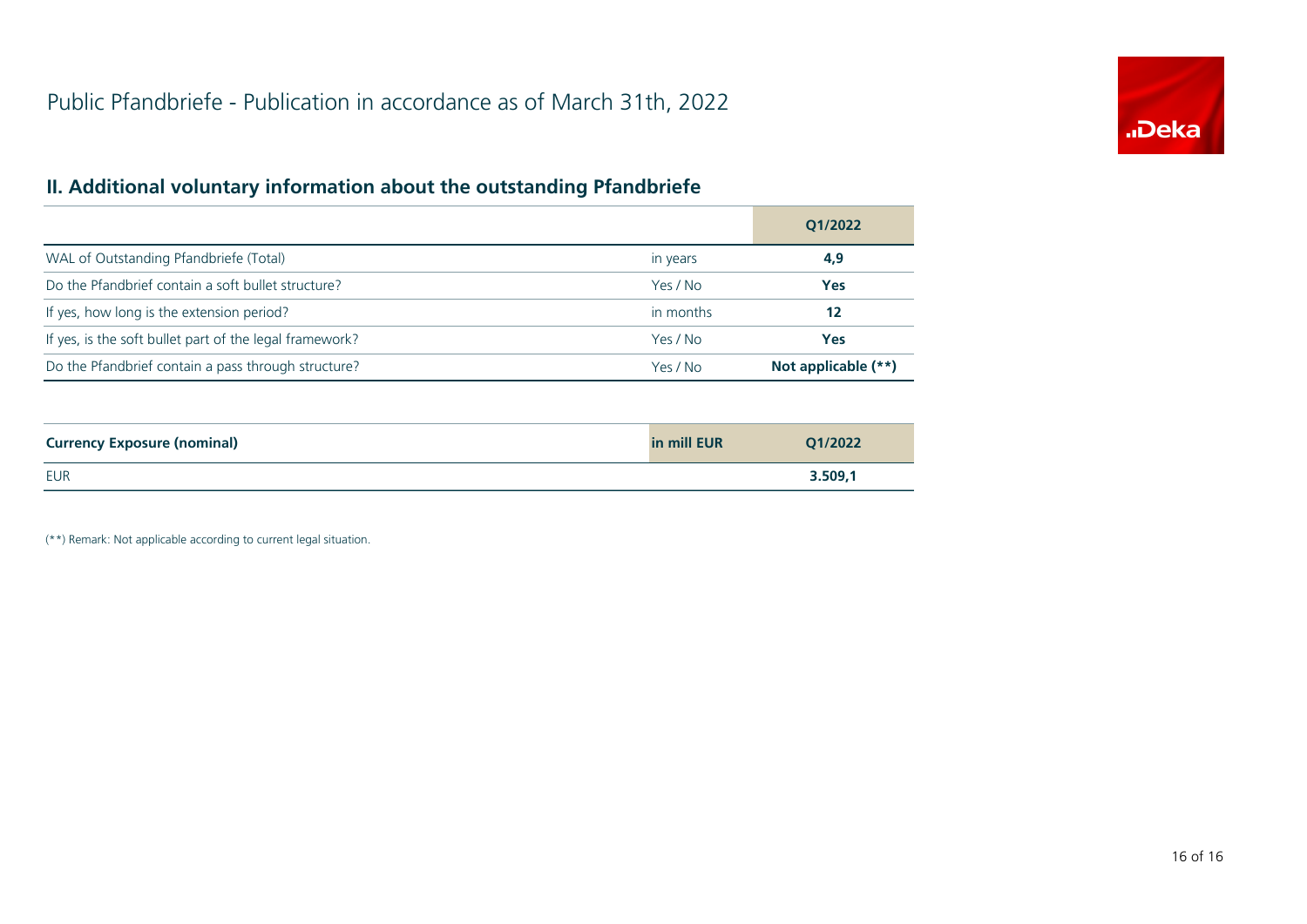# Public Pfandbriefe - Publication in accordance as of March 31th, 2022

## II. Additional voluntary information about the outstanding Pfandbriefe

| | | Q1/2022 |
|---|---|---|
| WAL of Outstanding Pfandbriefe (Total) | in years | **4,9** |
| Do the Pfandbrief contain a soft bullet structure? | Yes / No | **Yes** |
| If yes, how long is the extension period? | in months | **12** |
| If yes, is the soft bullet part of the legal framework? | Yes / No | **Yes** |
| Do the Pfandbrief contain a pass through structure? | Yes / No | **Not applicable (**)** |

| **Currency Exposure (nominal)** | **in mill EUR** | **Q1/2022** |
|---|---|---|
| EUR | | **3.509,1** |

(**) Remark: Not applicable according to current legal situation.